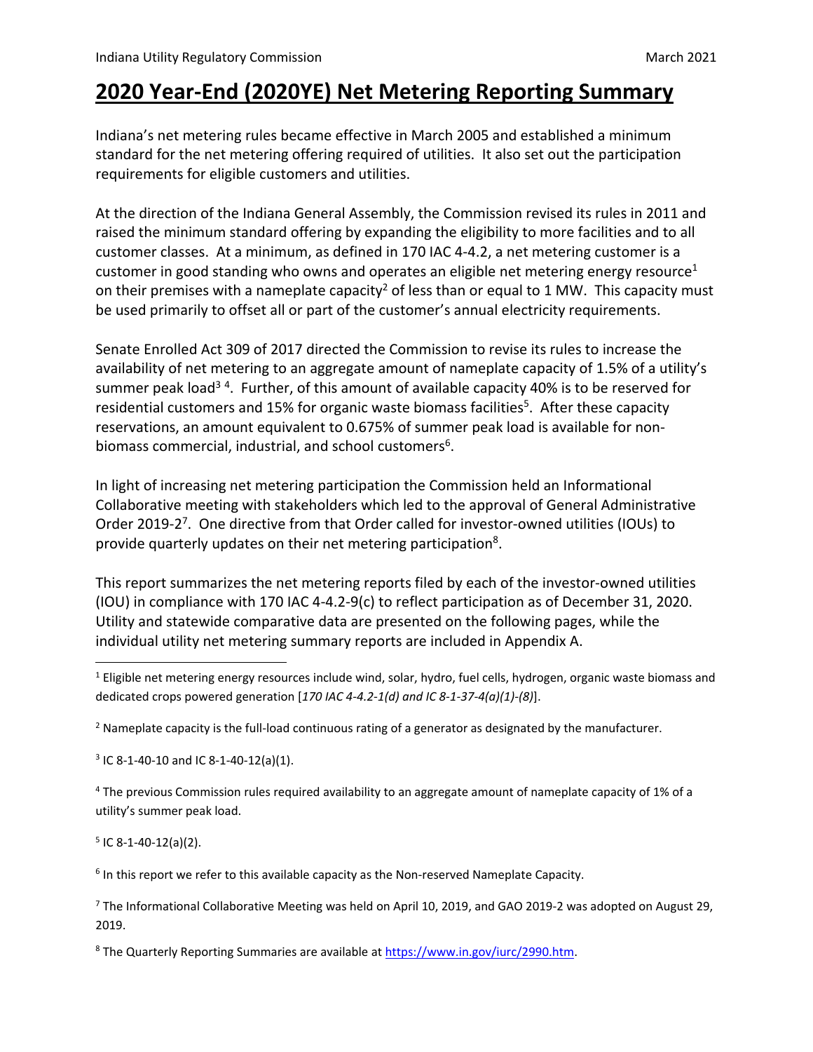# 2020 Year-End (2020YE) Net Metering Reporting Summary

Indiana's net metering rules became effective in March 2005 and established a minimum standard for the net metering offering required of utilities. It also set out the participation requirements for eligible customers and utilities.

At the direction of the Indiana General Assembly, the Commission revised its rules in 2011 and raised the minimum standard offering by expanding the eligibility to more facilities and to all customer classes. At a minimum, as defined in 170 IAC 4-4.2, a net metering customer is a customer in good standing who owns and operates an eligible net metering energy resource[1] on their premises with a nameplate capacity[2] of less than or equal to 1 MW. This capacity must be used primarily to offset all or part of the customer's annual electricity requirements.

Senate Enrolled Act 309 of 2017 directed the Commission to revise its rules to increase the availability of net metering to an aggregate amount of nameplate capacity of 1.5% of a utility's summer peak load[3] [4]. Further, of this amount of available capacity 40% is to be reserved for residential customers and 15% for organic waste biomass facilities[5]. After these capacity reservations, an amount equivalent to 0.675% of summer peak load is available for non-biomass commercial, industrial, and school customers[6].

In light of increasing net metering participation the Commission held an Informational Collaborative meeting with stakeholders which led to the approval of General Administrative Order 2019-2[7]. One directive from that Order called for investor-owned utilities (IOUs) to provide quarterly updates on their net metering participation[8].

This report summarizes the net metering reports filed by each of the investor-owned utilities (IOU) in compliance with 170 IAC 4-4.2-9(c) to reflect participation as of December 31, 2020. Utility and statewide comparative data are presented on the following pages, while the individual utility net metering summary reports are included in Appendix A.

---

[1] Eligible net metering energy resources include wind, solar, hydro, fuel cells, hydrogen, organic waste biomass and dedicated crops powered generation [*170 IAC 4-4.2-1(d) and IC 8-1-37-4(a)(1)-(8)*].

[2] Nameplate capacity is the full-load continuous rating of a generator as designated by the manufacturer.

[3] IC 8-1-40-10 and IC 8-1-40-12(a)(1).

[4] The previous Commission rules required availability to an aggregate amount of nameplate capacity of 1% of a utility's summer peak load.

[5] IC 8-1-40-12(a)(2).

[6] In this report we refer to this available capacity as the Non-reserved Nameplate Capacity.

[7] The Informational Collaborative Meeting was held on April 10, 2019, and GAO 2019-2 was adopted on August 29, 2019.

[8] The Quarterly Reporting Summaries are available at https://www.in.gov/iurc/2990.htm.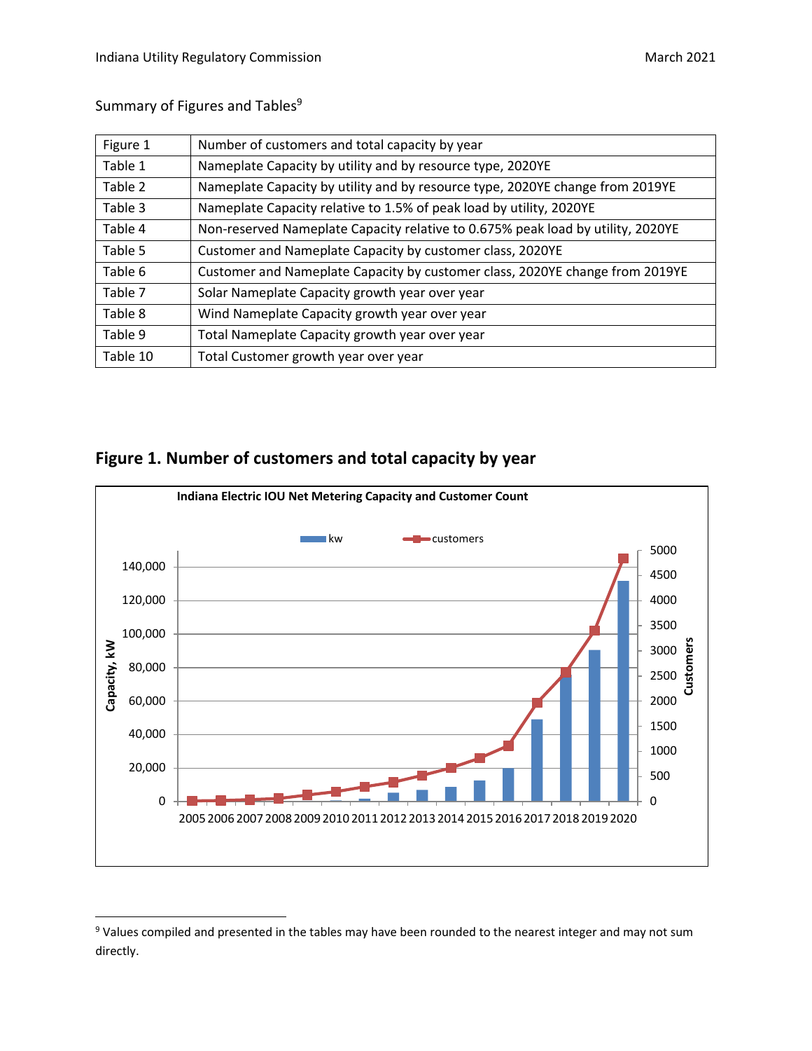Summary of Figures and Tables[9]

| | |
|---|---|
| Figure 1 | Number of customers and total capacity by year |
| Table 1 | Nameplate Capacity by utility and by resource type, 2020YE |
| Table 2 | Nameplate Capacity by utility and by resource type, 2020YE change from 2019YE |
| Table 3 | Nameplate Capacity relative to 1.5% of peak load by utility, 2020YE |
| Table 4 | Non-reserved Nameplate Capacity relative to 0.675% peak load by utility, 2020YE |
| Table 5 | Customer and Nameplate Capacity by customer class, 2020YE |
| Table 6 | Customer and Nameplate Capacity by customer class, 2020YE change from 2019YE |
| Table 7 | Solar Nameplate Capacity growth year over year |
| Table 8 | Wind Nameplate Capacity growth year over year |
| Table 9 | Total Nameplate Capacity growth year over year |
| Table 10 | Total Customer growth year over year |

## Figure 1. Number of customers and total capacity by year

Indiana Electric IOU Net Metering Capacity and Customer Count

[9] Values compiled and presented in the tables may have been rounded to the nearest integer and may not sum directly.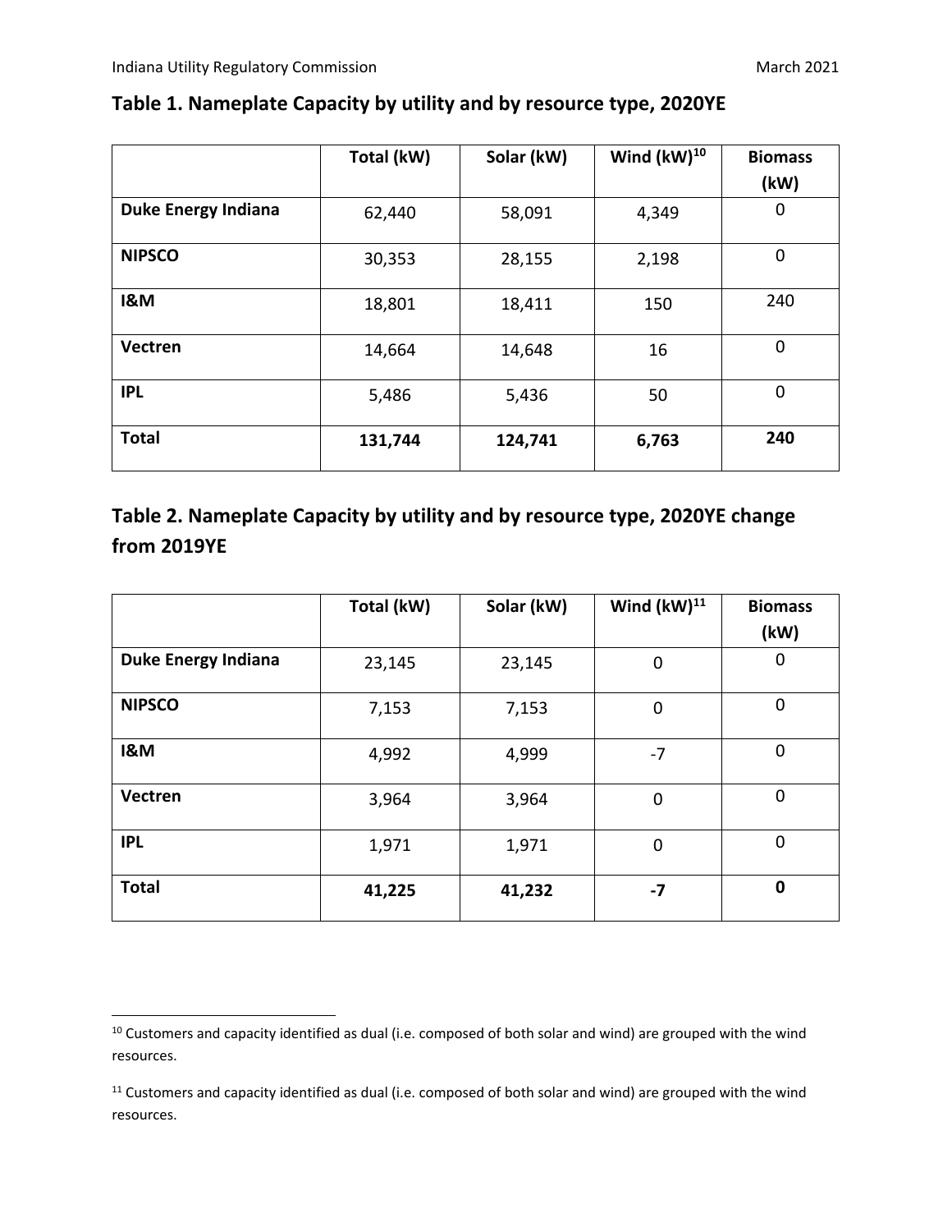## Table 1. Nameplate Capacity by utility and by resource type, 2020YE

| | Total (kW) | Solar (kW) | Wind (kW)[10] | Biomass (kW) |
|---|---|---|---|---|
| **Duke Energy Indiana** | 62,440 | 58,091 | 4,349 | 0 |
| **NIPSCO** | 30,353 | 28,155 | 2,198 | 0 |
| **I&M** | 18,801 | 18,411 | 150 | 240 |
| **Vectren** | 14,664 | 14,648 | 16 | 0 |
| **IPL** | 5,486 | 5,436 | 50 | 0 |
| **Total** | **131,744** | **124,741** | **6,763** | **240** |

## Table 2. Nameplate Capacity by utility and by resource type, 2020YE change from 2019YE

| | Total (kW) | Solar (kW) | Wind (kW)[11] | Biomass (kW) |
|---|---|---|---|---|
| **Duke Energy Indiana** | 23,145 | 23,145 | 0 | 0 |
| **NIPSCO** | 7,153 | 7,153 | 0 | 0 |
| **I&M** | 4,992 | 4,999 | -7 | 0 |
| **Vectren** | 3,964 | 3,964 | 0 | 0 |
| **IPL** | 1,971 | 1,971 | 0 | 0 |
| **Total** | **41,225** | **41,232** | **-7** | **0** |

[10] Customers and capacity identified as dual (i.e. composed of both solar and wind) are grouped with the wind resources.

[11] Customers and capacity identified as dual (i.e. composed of both solar and wind) are grouped with the wind resources.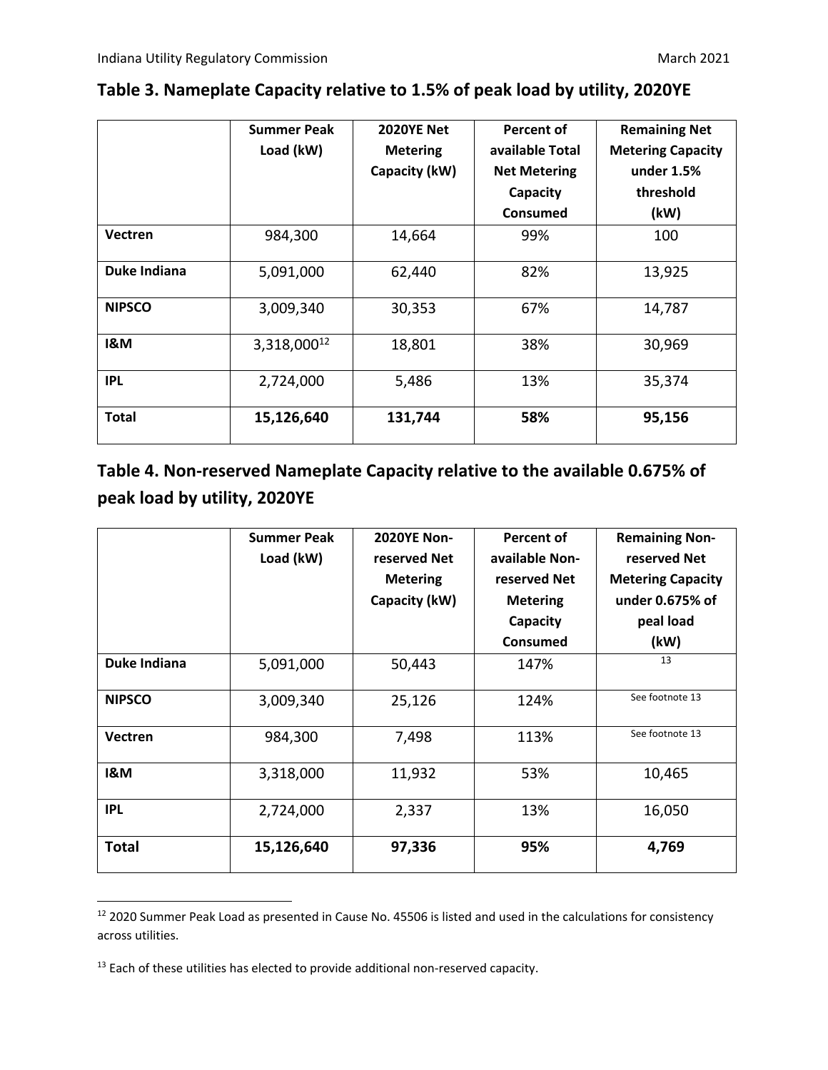## Table 3. Nameplate Capacity relative to 1.5% of peak load by utility, 2020YE

| | Summer Peak Load (kW) | 2020YE Net Metering Capacity (kW) | Percent of available Total Net Metering Capacity Consumed | Remaining Net Metering Capacity under 1.5% threshold (kW) |
|---|---|---|---|---|
| **Vectren** | 984,300 | 14,664 | 99% | 100 |
| **Duke Indiana** | 5,091,000 | 62,440 | 82% | 13,925 |
| **NIPSCO** | 3,009,340 | 30,353 | 67% | 14,787 |
| **I&M** | 3,318,000[12] | 18,801 | 38% | 30,969 |
| **IPL** | 2,724,000 | 5,486 | 13% | 35,374 |
| **Total** | **15,126,640** | **131,744** | **58%** | **95,156** |

## Table 4. Non-reserved Nameplate Capacity relative to the available 0.675% of peak load by utility, 2020YE

| | Summer Peak Load (kW) | 2020YE Non-reserved Net Metering Capacity (kW) | Percent of available Non-reserved Net Metering Capacity Consumed | Remaining Non-reserved Net Metering Capacity under 0.675% of peal load (kW) |
|---|---|---|---|---|
| **Duke Indiana** | 5,091,000 | 50,443 | 147% | [13] |
| **NIPSCO** | 3,009,340 | 25,126 | 124% | See footnote 13 |
| **Vectren** | 984,300 | 7,498 | 113% | See footnote 13 |
| **I&M** | 3,318,000 | 11,932 | 53% | 10,465 |
| **IPL** | 2,724,000 | 2,337 | 13% | 16,050 |
| **Total** | **15,126,640** | **97,336** | **95%** | **4,769** |

[12] 2020 Summer Peak Load as presented in Cause No. 45506 is listed and used in the calculations for consistency across utilities.

[13] Each of these utilities has elected to provide additional non-reserved capacity.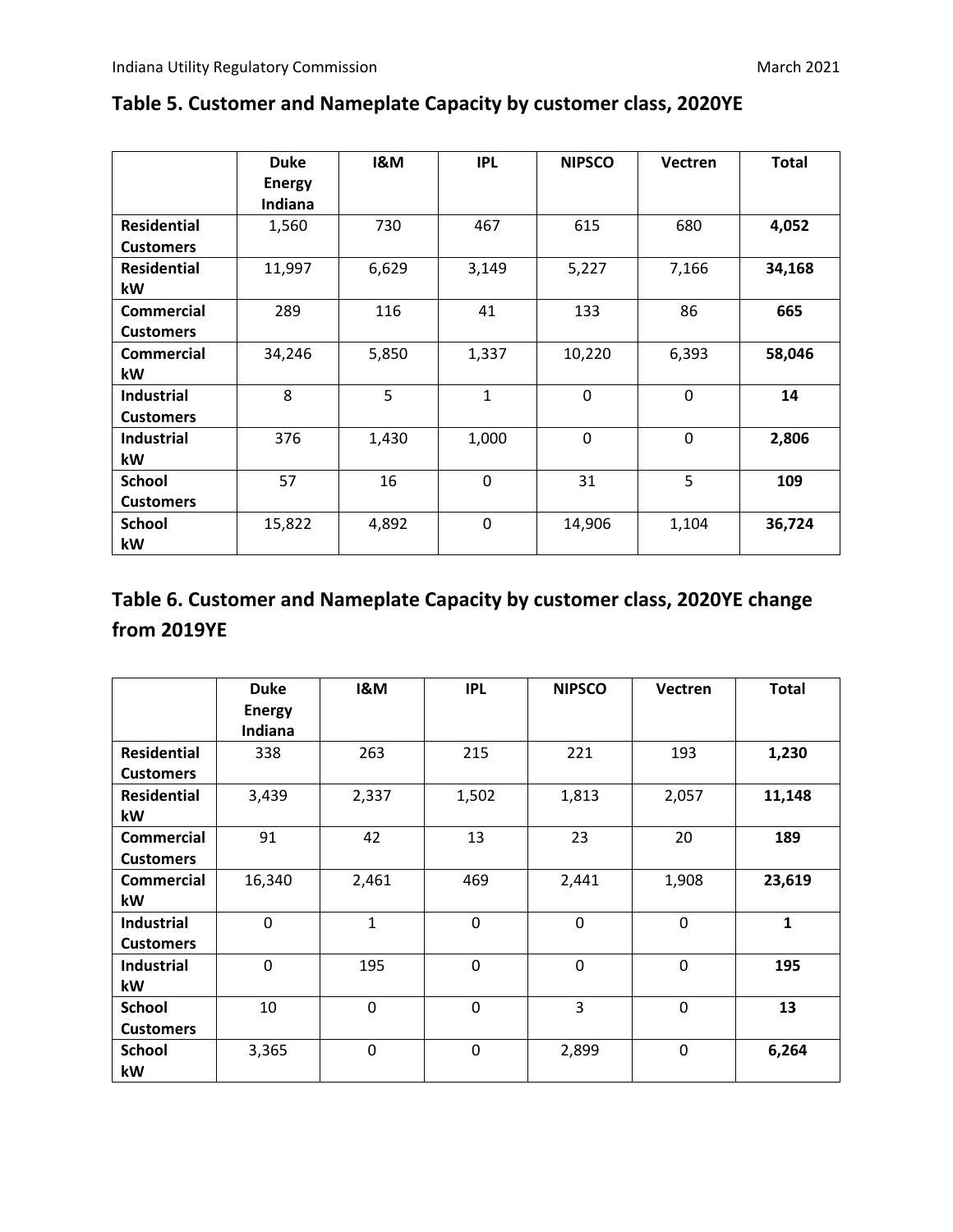## Table 5. Customer and Nameplate Capacity by customer class, 2020YE

| | Duke Energy Indiana | I&M | IPL | NIPSCO | Vectren | Total |
|---|---|---|---|---|---|---|
| **Residential Customers** | 1,560 | 730 | 467 | 615 | 680 | **4,052** |
| **Residential kW** | 11,997 | 6,629 | 3,149 | 5,227 | 7,166 | **34,168** |
| **Commercial Customers** | 289 | 116 | 41 | 133 | 86 | **665** |
| **Commercial kW** | 34,246 | 5,850 | 1,337 | 10,220 | 6,393 | **58,046** |
| **Industrial Customers** | 8 | 5 | 1 | 0 | 0 | **14** |
| **Industrial kW** | 376 | 1,430 | 1,000 | 0 | 0 | **2,806** |
| **School Customers** | 57 | 16 | 0 | 31 | 5 | **109** |
| **School kW** | 15,822 | 4,892 | 0 | 14,906 | 1,104 | **36,724** |

## Table 6. Customer and Nameplate Capacity by customer class, 2020YE change from 2019YE

| | Duke Energy Indiana | I&M | IPL | NIPSCO | Vectren | Total |
|---|---|---|---|---|---|---|
| **Residential Customers** | 338 | 263 | 215 | 221 | 193 | **1,230** |
| **Residential kW** | 3,439 | 2,337 | 1,502 | 1,813 | 2,057 | **11,148** |
| **Commercial Customers** | 91 | 42 | 13 | 23 | 20 | **189** |
| **Commercial kW** | 16,340 | 2,461 | 469 | 2,441 | 1,908 | **23,619** |
| **Industrial Customers** | 0 | 1 | 0 | 0 | 0 | **1** |
| **Industrial kW** | 0 | 195 | 0 | 0 | 0 | **195** |
| **School Customers** | 10 | 0 | 0 | 3 | 0 | **13** |
| **School kW** | 3,365 | 0 | 0 | 2,899 | 0 | **6,264** |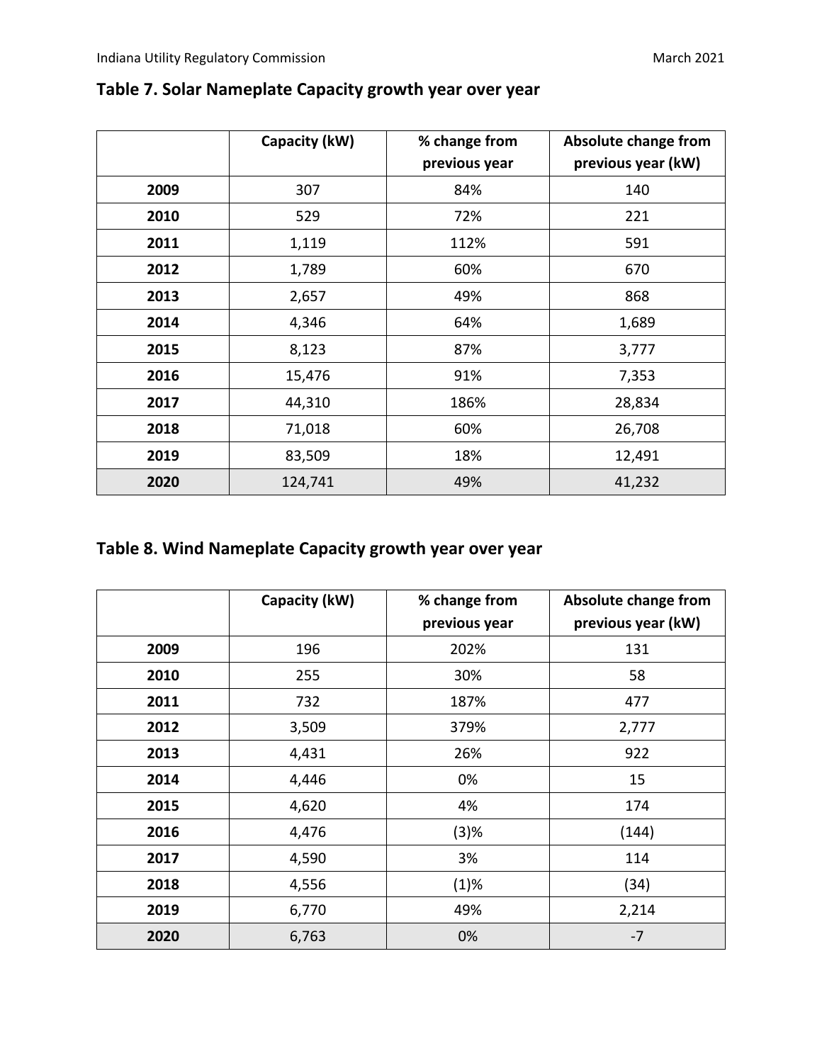## Table 7. Solar Nameplate Capacity growth year over year

| | Capacity (kW) | % change from previous year | Absolute change from previous year (kW) |
|---|---|---|---|
| **2009** | 307 | 84% | 140 |
| **2010** | 529 | 72% | 221 |
| **2011** | 1,119 | 112% | 591 |
| **2012** | 1,789 | 60% | 670 |
| **2013** | 2,657 | 49% | 868 |
| **2014** | 4,346 | 64% | 1,689 |
| **2015** | 8,123 | 87% | 3,777 |
| **2016** | 15,476 | 91% | 7,353 |
| **2017** | 44,310 | 186% | 28,834 |
| **2018** | 71,018 | 60% | 26,708 |
| **2019** | 83,509 | 18% | 12,491 |
| **2020** | 124,741 | 49% | 41,232 |

## Table 8. Wind Nameplate Capacity growth year over year

| | Capacity (kW) | % change from previous year | Absolute change from previous year (kW) |
|---|---|---|---|
| **2009** | 196 | 202% | 131 |
| **2010** | 255 | 30% | 58 |
| **2011** | 732 | 187% | 477 |
| **2012** | 3,509 | 379% | 2,777 |
| **2013** | 4,431 | 26% | 922 |
| **2014** | 4,446 | 0% | 15 |
| **2015** | 4,620 | 4% | 174 |
| **2016** | 4,476 | (3)% | (144) |
| **2017** | 4,590 | 3% | 114 |
| **2018** | 4,556 | (1)% | (34) |
| **2019** | 6,770 | 49% | 2,214 |
| **2020** | 6,763 | 0% | -7 |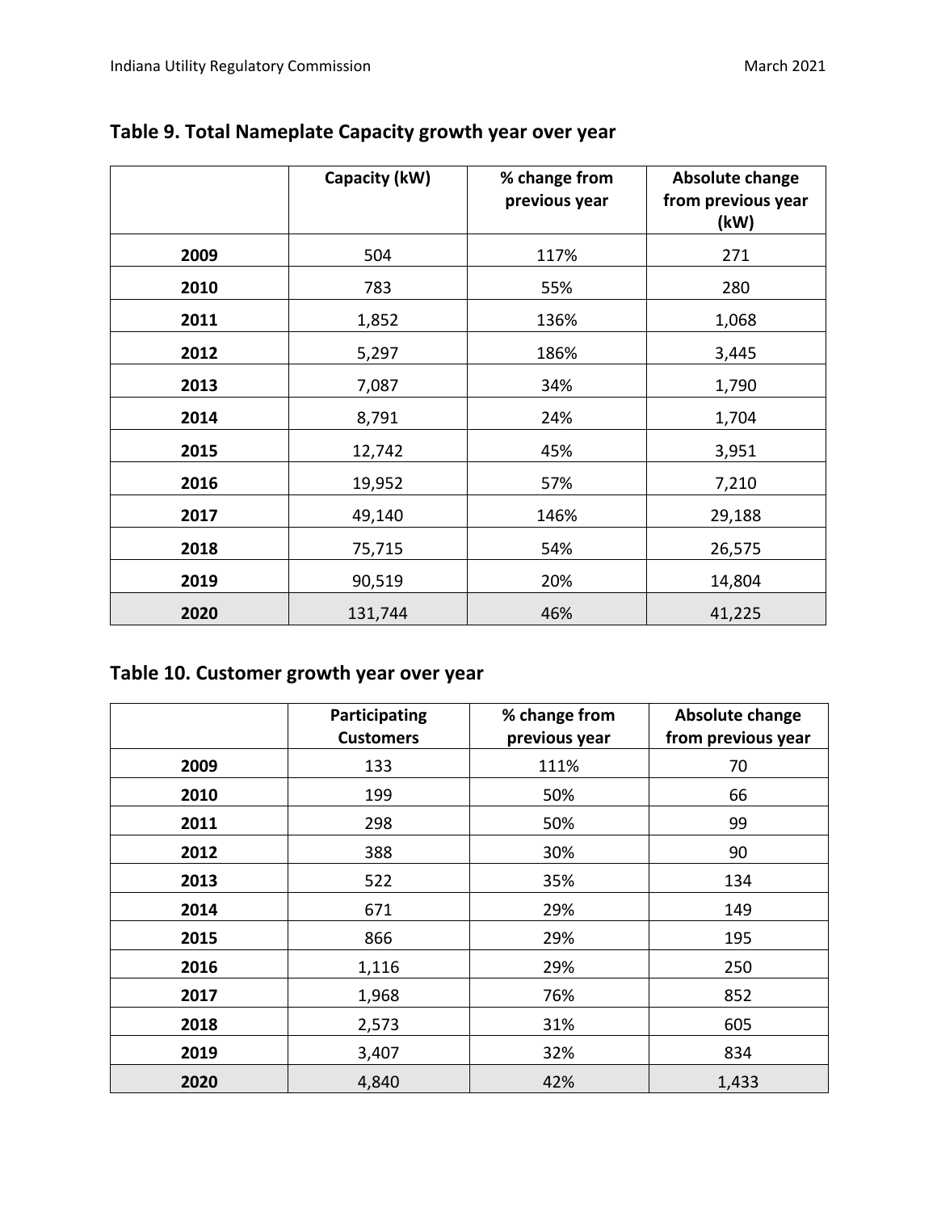## Table 9. Total Nameplate Capacity growth year over year

| | Capacity (kW) | % change from previous year | Absolute change from previous year (kW) |
|---|---|---|---|
| **2009** | 504 | 117% | 271 |
| **2010** | 783 | 55% | 280 |
| **2011** | 1,852 | 136% | 1,068 |
| **2012** | 5,297 | 186% | 3,445 |
| **2013** | 7,087 | 34% | 1,790 |
| **2014** | 8,791 | 24% | 1,704 |
| **2015** | 12,742 | 45% | 3,951 |
| **2016** | 19,952 | 57% | 7,210 |
| **2017** | 49,140 | 146% | 29,188 |
| **2018** | 75,715 | 54% | 26,575 |
| **2019** | 90,519 | 20% | 14,804 |
| **2020** | 131,744 | 46% | 41,225 |

## Table 10. Customer growth year over year

| | Participating Customers | % change from previous year | Absolute change from previous year |
|---|---|---|---|
| **2009** | 133 | 111% | 70 |
| **2010** | 199 | 50% | 66 |
| **2011** | 298 | 50% | 99 |
| **2012** | 388 | 30% | 90 |
| **2013** | 522 | 35% | 134 |
| **2014** | 671 | 29% | 149 |
| **2015** | 866 | 29% | 195 |
| **2016** | 1,116 | 29% | 250 |
| **2017** | 1,968 | 76% | 852 |
| **2018** | 2,573 | 31% | 605 |
| **2019** | 3,407 | 32% | 834 |
| **2020** | 4,840 | 42% | 1,433 |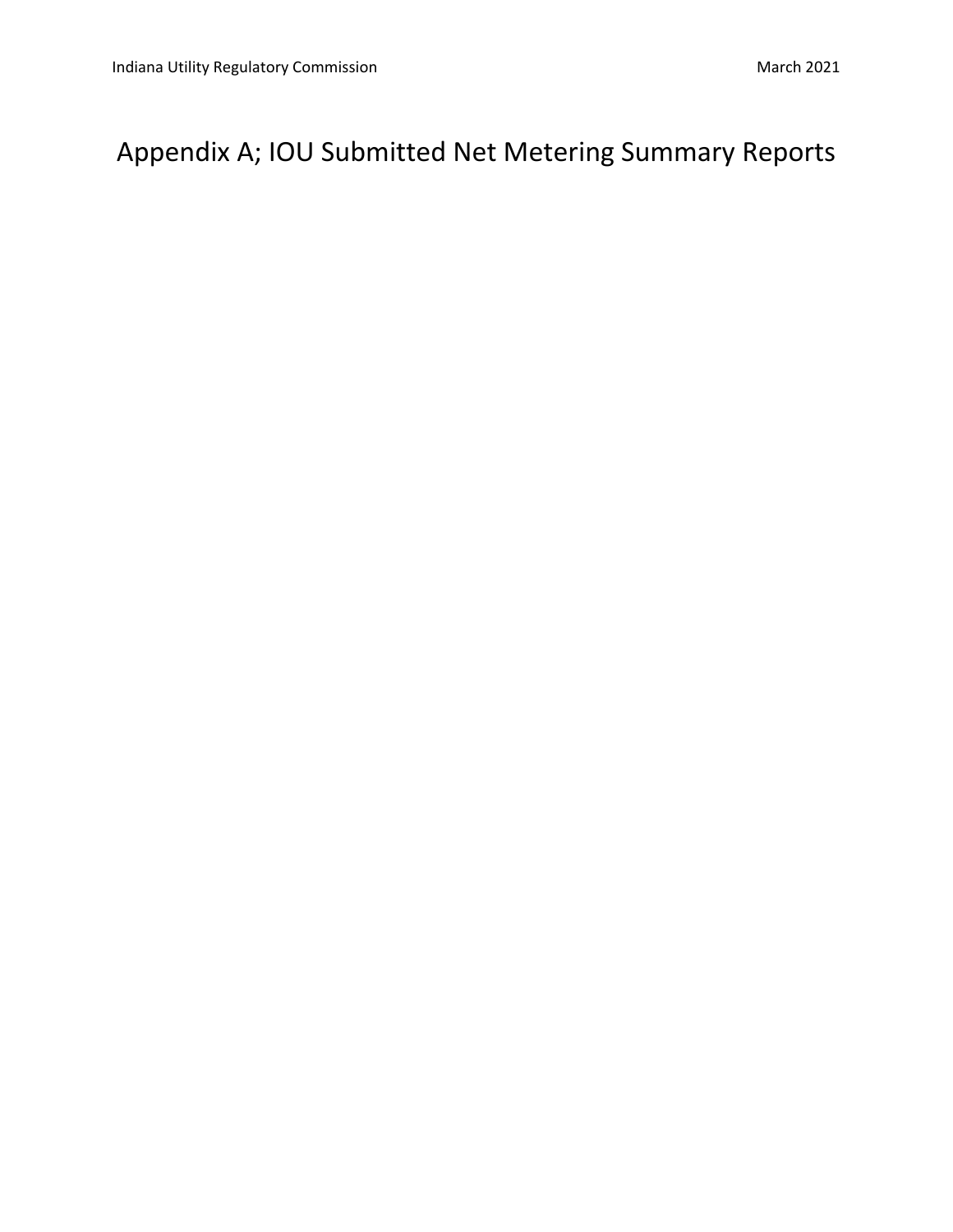# Appendix A; IOU Submitted Net Metering Summary Reports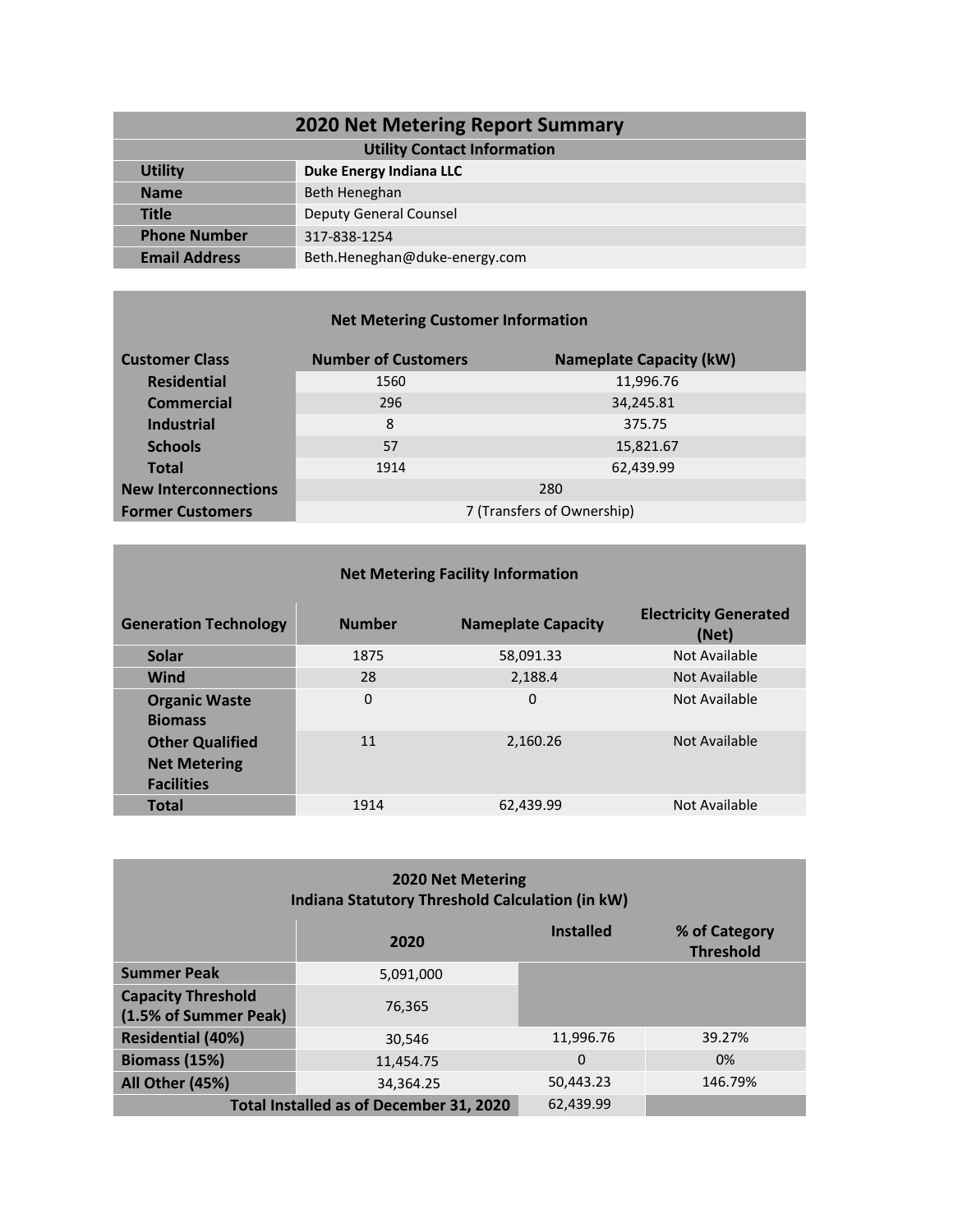# 2020 Net Metering Report Summary

| Utility Contact Information | |
|---|---|
| **Utility** | **Duke Energy Indiana LLC** |
| **Name** | Beth Heneghan |
| **Title** | Deputy General Counsel |
| **Phone Number** | 317-838-1254 |
| **Email Address** | Beth.Heneghan@duke-energy.com |

## Net Metering Customer Information

| Customer Class | Number of Customers | Nameplate Capacity (kW) |
|---|---|---|
| Residential | 1560 | 11,996.76 |
| Commercial | 296 | 34,245.81 |
| Industrial | 8 | 375.75 |
| Schools | 57 | 15,821.67 |
| Total | 1914 | 62,439.99 |
| **New Interconnections** | 280 | |
| **Former Customers** | 7 (Transfers of Ownership) | |

## Net Metering Facility Information

| Generation Technology | Number | Nameplate Capacity | Electricity Generated (Net) |
|---|---|---|---|
| Solar | 1875 | 58,091.33 | Not Available |
| Wind | 28 | 2,188.4 | Not Available |
| Organic Waste Biomass | 0 | 0 | Not Available |
| Other Qualified Net Metering Facilities | 11 | 2,160.26 | Not Available |
| Total | 1914 | 62,439.99 | Not Available |

## 2020 Net Metering Indiana Statutory Threshold Calculation (in kW)

| | 2020 | Installed | % of Category Threshold |
|---|---|---|---|
| **Summer Peak** | 5,091,000 | | |
| **Capacity Threshold (1.5% of Summer Peak)** | 76,365 | | |
| **Residential (40%)** | 30,546 | 11,996.76 | 39.27% |
| **Biomass (15%)** | 11,454.75 | 0 | 0% |
| **All Other (45%)** | 34,364.25 | 50,443.23 | 146.79% |
| **Total Installed as of December 31, 2020** | | 62,439.99 | |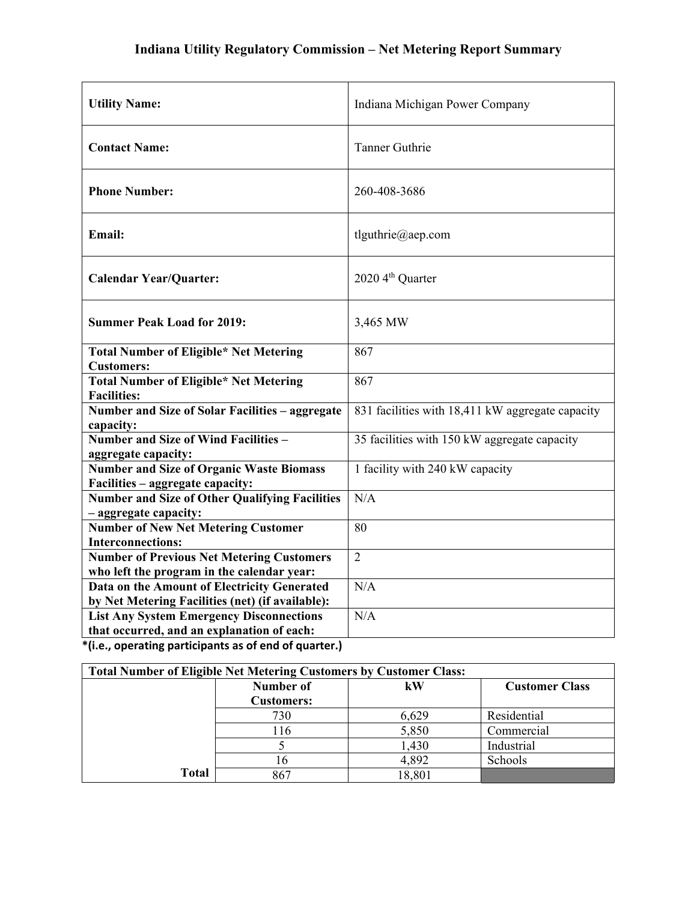# Indiana Utility Regulatory Commission – Net Metering Report Summary

| | |
|---|---|
| **Utility Name:** | Indiana Michigan Power Company |
| **Contact Name:** | Tanner Guthrie |
| **Phone Number:** | 260-408-3686 |
| **Email:** | tlguthrie@aep.com |
| **Calendar Year/Quarter:** | 2020 4th Quarter |
| **Summer Peak Load for 2019:** | 3,465 MW |
| **Total Number of Eligible* Net Metering Customers:** | 867 |
| **Total Number of Eligible* Net Metering Facilities:** | 867 |
| **Number and Size of Solar Facilities – aggregate capacity:** | 831 facilities with 18,411 kW aggregate capacity |
| **Number and Size of Wind Facilities – aggregate capacity:** | 35 facilities with 150 kW aggregate capacity |
| **Number and Size of Organic Waste Biomass Facilities – aggregate capacity:** | 1 facility with 240 kW capacity |
| **Number and Size of Other Qualifying Facilities – aggregate capacity:** | N/A |
| **Number of New Net Metering Customer Interconnections:** | 80 |
| **Number of Previous Net Metering Customers who left the program in the calendar year:** | 2 |
| **Data on the Amount of Electricity Generated by Net Metering Facilities (net) (if available):** | N/A |
| **List Any System Emergency Disconnections that occurred, and an explanation of each:** | N/A |

***(i.e., operating participants as of end of quarter.)**

| **Total Number of Eligible Net Metering Customers by Customer Class:** | | | |
|---|---|---|---|
| | **Number of Customers:** | **kW** | **Customer Class** |
| | 730 | 6,629 | Residential |
| | 116 | 5,850 | Commercial |
| | 5 | 1,430 | Industrial |
| | 16 | 4,892 | Schools |
| **Total** | 867 | 18,801 | |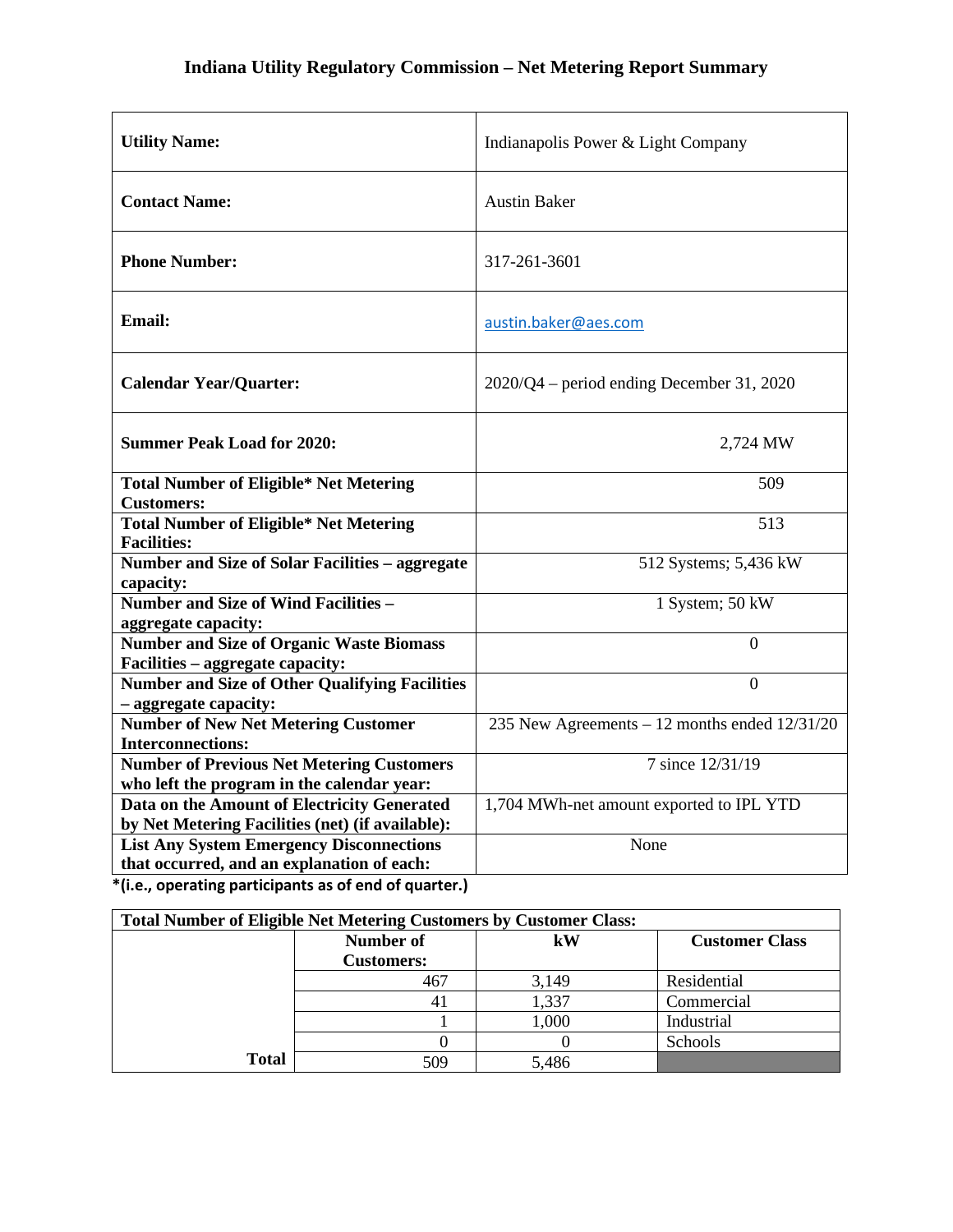# Indiana Utility Regulatory Commission – Net Metering Report Summary

| | |
|---|---|
| **Utility Name:** | Indianapolis Power & Light Company |
| **Contact Name:** | Austin Baker |
| **Phone Number:** | 317-261-3601 |
| **Email:** | austin.baker@aes.com |
| **Calendar Year/Quarter:** | 2020/Q4 – period ending December 31, 2020 |
| **Summer Peak Load for 2020:** | 2,724 MW |
| **Total Number of Eligible* Net Metering Customers:** | 509 |
| **Total Number of Eligible* Net Metering Facilities:** | 513 |
| **Number and Size of Solar Facilities – aggregate capacity:** | 512 Systems; 5,436 kW |
| **Number and Size of Wind Facilities – aggregate capacity:** | 1 System; 50 kW |
| **Number and Size of Organic Waste Biomass Facilities – aggregate capacity:** | 0 |
| **Number and Size of Other Qualifying Facilities – aggregate capacity:** | 0 |
| **Number of New Net Metering Customer Interconnections:** | 235 New Agreements – 12 months ended 12/31/20 |
| **Number of Previous Net Metering Customers who left the program in the calendar year:** | 7 since 12/31/19 |
| **Data on the Amount of Electricity Generated by Net Metering Facilities (net) (if available):** | 1,704 MWh-net amount exported to IPL YTD |
| **List Any System Emergency Disconnections that occurred, and an explanation of each:** | None |

***(i.e., operating participants as of end of quarter.)**

| **Total Number of Eligible Net Metering Customers by Customer Class:** | | | |
|---|---|---|---|
| | **Number of Customers:** | **kW** | **Customer Class** |
| | 467 | 3,149 | Residential |
| | 41 | 1,337 | Commercial |
| | 1 | 1,000 | Industrial |
| | 0 | 0 | Schools |
| **Total** | 509 | 5,486 | |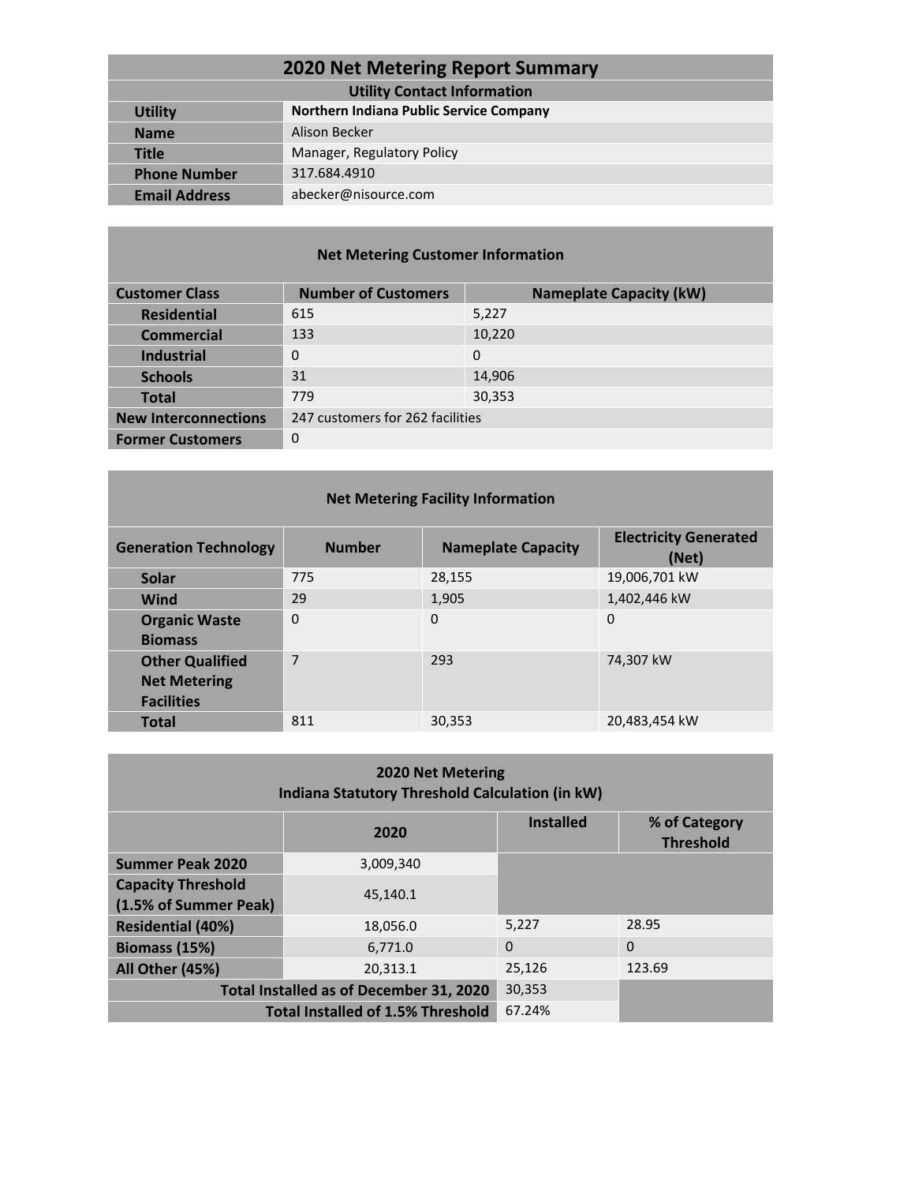## 2020 Net Metering Report Summary

| Utility Contact Information | |
|---|---|
| **Utility** | **Northern Indiana Public Service Company** |
| **Name** | Alison Becker |
| **Title** | Manager, Regulatory Policy |
| **Phone Number** | 317.684.4910 |
| **Email Address** | abecker@nisource.com |

### Net Metering Customer Information

| Customer Class | Number of Customers | Nameplate Capacity (kW) |
|---|---|---|
| **Residential** | 615 | 5,227 |
| **Commercial** | 133 | 10,220 |
| **Industrial** | 0 | 0 |
| **Schools** | 31 | 14,906 |
| **Total** | 779 | 30,353 |
| **New Interconnections** | 247 customers for 262 facilities | |
| **Former Customers** | 0 | |

### Net Metering Facility Information

| Generation Technology | Number | Nameplate Capacity | Electricity Generated (Net) |
|---|---|---|---|
| **Solar** | 775 | 28,155 | 19,006,701 kW |
| **Wind** | 29 | 1,905 | 1,402,446 kW |
| **Organic Waste Biomass** | 0 | 0 | 0 |
| **Other Qualified Net Metering Facilities** | 7 | 293 | 74,307 kW |
| **Total** | 811 | 30,353 | 20,483,454 kW |

### 2020 Net Metering Indiana Statutory Threshold Calculation (in kW)

| | 2020 | Installed | % of Category Threshold |
|---|---|---|---|
| **Summer Peak 2020** | 3,009,340 | | |
| **Capacity Threshold (1.5% of Summer Peak)** | 45,140.1 | | |
| **Residential (40%)** | 18,056.0 | 5,227 | 28.95 |
| **Biomass (15%)** | 6,771.0 | 0 | 0 |
| **All Other (45%)** | 20,313.1 | 25,126 | 123.69 |
| **Total Installed as of December 31, 2020** | | 30,353 | |
| **Total Installed of 1.5% Threshold** | | 67.24% | |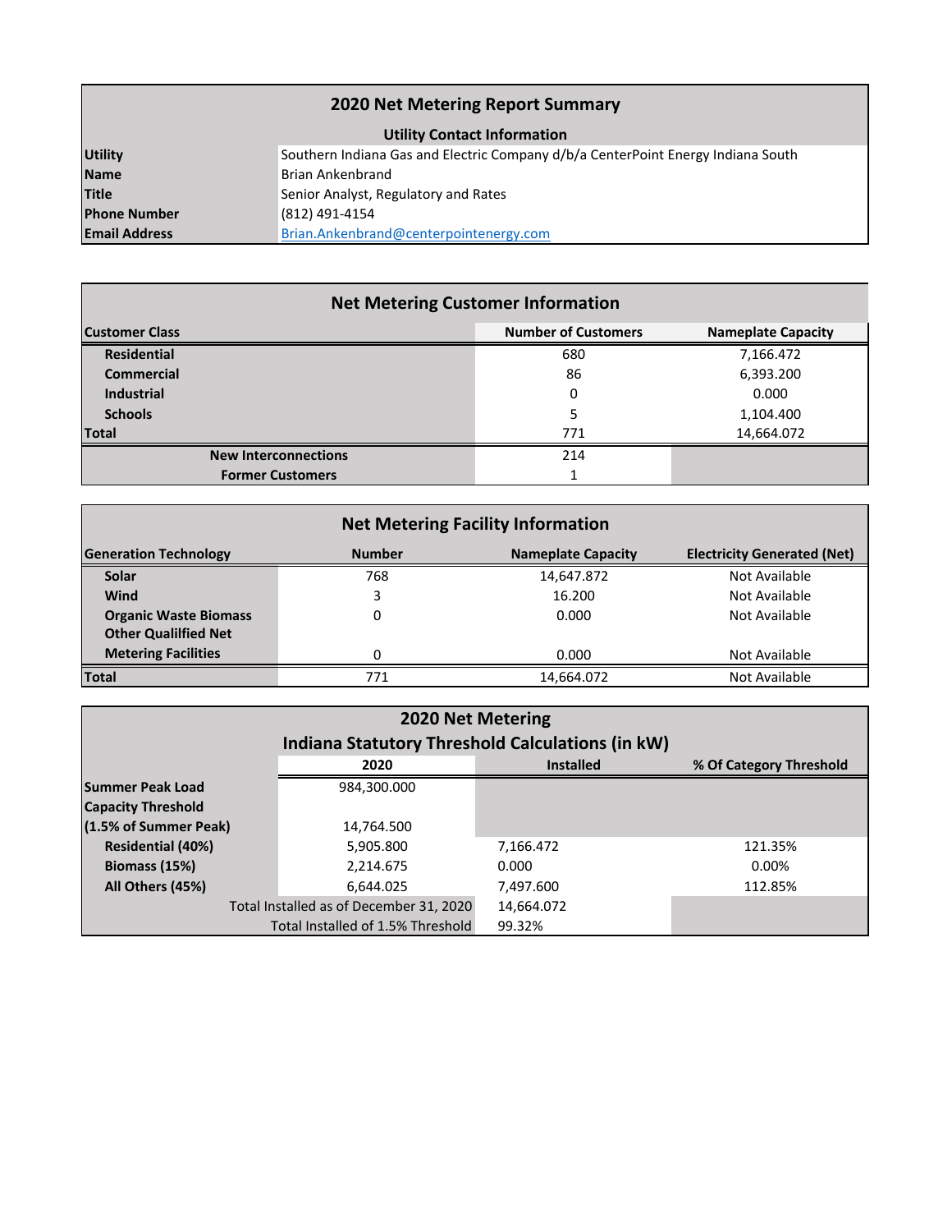# 2020 Net Metering Report Summary

## Utility Contact Information

| | |
|---|---|
| **Utility** | Southern Indiana Gas and Electric Company d/b/a CenterPoint Energy Indiana South |
| **Name** | Brian Ankenbrand |
| **Title** | Senior Analyst, Regulatory and Rates |
| **Phone Number** | (812) 491-4154 |
| **Email Address** | Brian.Ankenbrand@centerpointenergy.com |

## Net Metering Customer Information

| Customer Class | Number of Customers | Nameplate Capacity |
|---|---|---|
| **Residential** | 680 | 7,166.472 |
| **Commercial** | 86 | 6,393.200 |
| **Industrial** | 0 | 0.000 |
| **Schools** | 5 | 1,104.400 |
| **Total** | 771 | 14,664.072 |
| **New Interconnections** | 214 | |
| **Former Customers** | 1 | |

## Net Metering Facility Information

| Generation Technology | Number | Nameplate Capacity | Electricity Generated (Net) |
|---|---|---|---|
| **Solar** | 768 | 14,647.872 | Not Available |
| **Wind** | 3 | 16.200 | Not Available |
| **Organic Waste Biomass** | 0 | 0.000 | Not Available |
| **Other Qualilfied Net Metering Facilities** | 0 | 0.000 | Not Available |
| **Total** | 771 | 14,664.072 | Not Available |

## 2020 Net Metering Indiana Statutory Threshold Calculations (in kW)

| | 2020 | Installed | % Of Category Threshold |
|---|---|---|---|
| **Summer Peak Load** | 984,300.000 | | |
| **Capacity Threshold (1.5% of Summer Peak)** | 14,764.500 | | |
| **Residential (40%)** | 5,905.800 | 7,166.472 | 121.35% |
| **Biomass (15%)** | 2,214.675 | 0.000 | 0.00% |
| **All Others (45%)** | 6,644.025 | 7,497.600 | 112.85% |
| Total Installed as of December 31, 2020 | | 14,664.072 | |
| Total Installed of 1.5% Threshold | | 99.32% | |